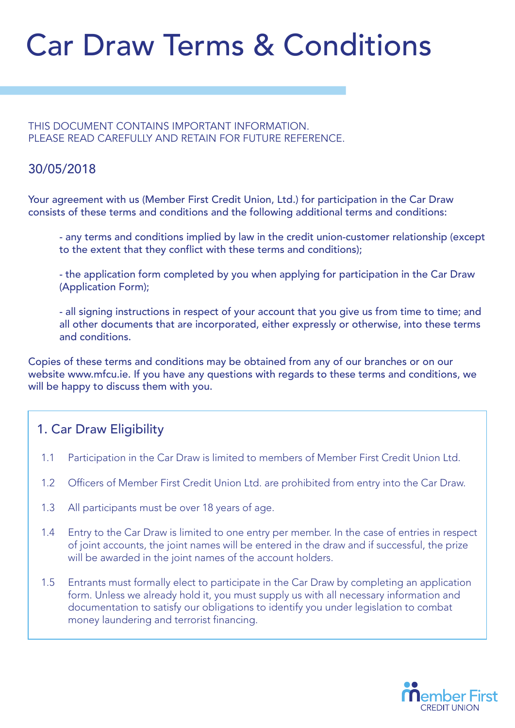# Car Draw Terms & Conditions

THIS DOCUMENT CONTAINS IMPORTANT INFORMATION.
PLEASE READ CAREFULLY AND RETAIN FOR FUTURE REFERENCE.

## 30/05/2018

Your agreement with us (Member First Credit Union, Ltd.) for participation in the Car Draw consists of these terms and conditions and the following additional terms and conditions:

- any terms and conditions implied by law in the credit union-customer relationship (except to the extent that they conflict with these terms and conditions);
- the application form completed by you when applying for participation in the Car Draw (Application Form);
- all signing instructions in respect of your account that you give us from time to time; and all other documents that are incorporated, either expressly or otherwise, into these terms and conditions.

Copies of these terms and conditions may be obtained from any of our branches or on our website www.mfcu.ie. If you have any questions with regards to these terms and conditions, we will be happy to discuss them with you.

## 1. Car Draw Eligibility

1.1 Participation in the Car Draw is limited to members of Member First Credit Union Ltd.

1.2 Officers of Member First Credit Union Ltd. are prohibited from entry into the Car Draw.

1.3 All participants must be over 18 years of age.

1.4 Entry to the Car Draw is limited to one entry per member. In the case of entries in respect of joint accounts, the joint names will be entered in the draw and if successful, the prize will be awarded in the joint names of the account holders.

1.5 Entrants must formally elect to participate in the Car Draw by completing an application form. Unless we already hold it, you must supply us with all necessary information and documentation to satisfy our obligations to identify you under legislation to combat money laundering and terrorist financing.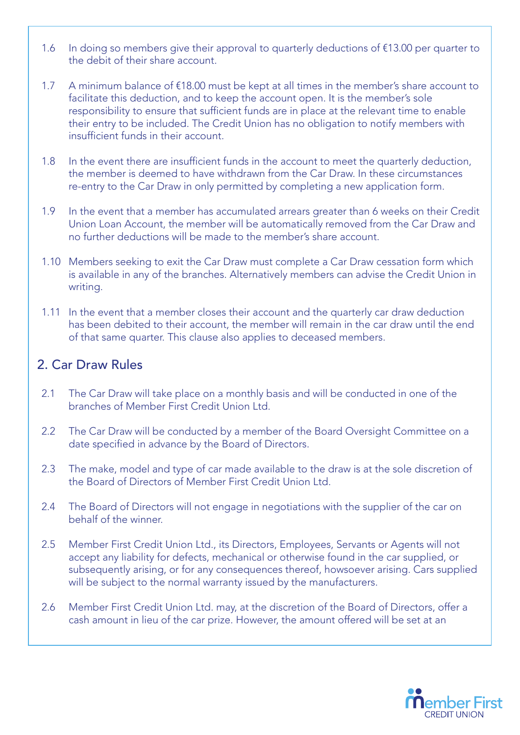1.6 In doing so members give their approval to quarterly deductions of €13.00 per quarter to the debit of their share account.

1.7 A minimum balance of €18.00 must be kept at all times in the member's share account to facilitate this deduction, and to keep the account open. It is the member's sole responsibility to ensure that sufficient funds are in place at the relevant time to enable their entry to be included. The Credit Union has no obligation to notify members with insufficient funds in their account.

1.8 In the event there are insufficient funds in the account to meet the quarterly deduction, the member is deemed to have withdrawn from the Car Draw. In these circumstances re-entry to the Car Draw in only permitted by completing a new application form.

1.9 In the event that a member has accumulated arrears greater than 6 weeks on their Credit Union Loan Account, the member will be automatically removed from the Car Draw and no further deductions will be made to the member's share account.

1.10 Members seeking to exit the Car Draw must complete a Car Draw cessation form which is available in any of the branches. Alternatively members can advise the Credit Union in writing.

1.11 In the event that a member closes their account and the quarterly car draw deduction has been debited to their account, the member will remain in the car draw until the end of that same quarter. This clause also applies to deceased members.

## 2. Car Draw Rules

2.1 The Car Draw will take place on a monthly basis and will be conducted in one of the branches of Member First Credit Union Ltd.

2.2 The Car Draw will be conducted by a member of the Board Oversight Committee on a date specified in advance by the Board of Directors.

2.3 The make, model and type of car made available to the draw is at the sole discretion of the Board of Directors of Member First Credit Union Ltd.

2.4 The Board of Directors will not engage in negotiations with the supplier of the car on behalf of the winner.

2.5 Member First Credit Union Ltd., its Directors, Employees, Servants or Agents will not accept any liability for defects, mechanical or otherwise found in the car supplied, or subsequently arising, or for any consequences thereof, howsoever arising. Cars supplied will be subject to the normal warranty issued by the manufacturers.

2.6 Member First Credit Union Ltd. may, at the discretion of the Board of Directors, offer a cash amount in lieu of the car prize. However, the amount offered will be set at an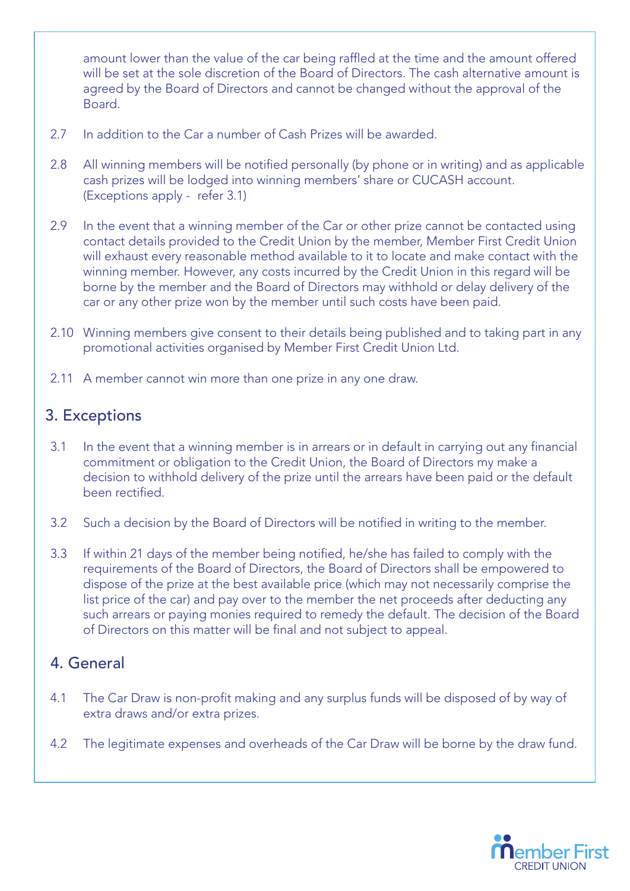amount lower than the value of the car being raffled at the time and the amount offered will be set at the sole discretion of the Board of Directors. The cash alternative amount is agreed by the Board of Directors and cannot be changed without the approval of the Board.

2.7 In addition to the Car a number of Cash Prizes will be awarded.

2.8 All winning members will be notified personally (by phone or in writing) and as applicable cash prizes will be lodged into winning members' share or CUCASH account. (Exceptions apply - refer 3.1)

2.9 In the event that a winning member of the Car or other prize cannot be contacted using contact details provided to the Credit Union by the member, Member First Credit Union will exhaust every reasonable method available to it to locate and make contact with the winning member. However, any costs incurred by the Credit Union in this regard will be borne by the member and the Board of Directors may withhold or delay delivery of the car or any other prize won by the member until such costs have been paid.

2.10 Winning members give consent to their details being published and to taking part in any promotional activities organised by Member First Credit Union Ltd.

2.11 A member cannot win more than one prize in any one draw.

## 3. Exceptions

3.1 In the event that a winning member is in arrears or in default in carrying out any financial commitment or obligation to the Credit Union, the Board of Directors my make a decision to withhold delivery of the prize until the arrears have been paid or the default been rectified.

3.2 Such a decision by the Board of Directors will be notified in writing to the member.

3.3 If within 21 days of the member being notified, he/she has failed to comply with the requirements of the Board of Directors, the Board of Directors shall be empowered to dispose of the prize at the best available price (which may not necessarily comprise the list price of the car) and pay over to the member the net proceeds after deducting any such arrears or paying monies required to remedy the default. The decision of the Board of Directors on this matter will be final and not subject to appeal.

## 4. General

4.1 The Car Draw is non-profit making and any surplus funds will be disposed of by way of extra draws and/or extra prizes.

4.2 The legitimate expenses and overheads of the Car Draw will be borne by the draw fund.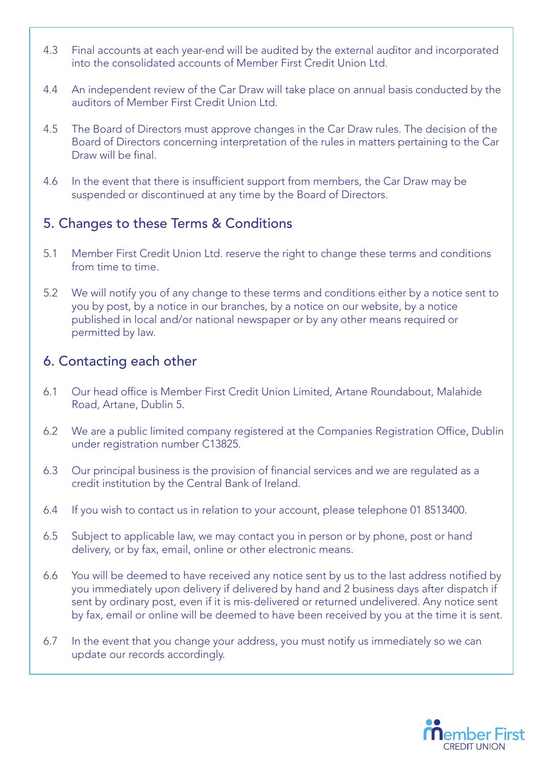4.3 Final accounts at each year-end will be audited by the external auditor and incorporated into the consolidated accounts of Member First Credit Union Ltd.

4.4 An independent review of the Car Draw will take place on annual basis conducted by the auditors of Member First Credit Union Ltd.

4.5 The Board of Directors must approve changes in the Car Draw rules. The decision of the Board of Directors concerning interpretation of the rules in matters pertaining to the Car Draw will be final.

4.6 In the event that there is insufficient support from members, the Car Draw may be suspended or discontinued at any time by the Board of Directors.

## 5. Changes to these Terms & Conditions

5.1 Member First Credit Union Ltd. reserve the right to change these terms and conditions from time to time.

5.2 We will notify you of any change to these terms and conditions either by a notice sent to you by post, by a notice in our branches, by a notice on our website, by a notice published in local and/or national newspaper or by any other means required or permitted by law.

## 6. Contacting each other

6.1 Our head office is Member First Credit Union Limited, Artane Roundabout, Malahide Road, Artane, Dublin 5.

6.2 We are a public limited company registered at the Companies Registration Office, Dublin under registration number C13825.

6.3 Our principal business is the provision of financial services and we are regulated as a credit institution by the Central Bank of Ireland.

6.4 If you wish to contact us in relation to your account, please telephone 01 8513400.

6.5 Subject to applicable law, we may contact you in person or by phone, post or hand delivery, or by fax, email, online or other electronic means.

6.6 You will be deemed to have received any notice sent by us to the last address notified by you immediately upon delivery if delivered by hand and 2 business days after dispatch if sent by ordinary post, even if it is mis-delivered or returned undelivered. Any notice sent by fax, email or online will be deemed to have been received by you at the time it is sent.

6.7 In the event that you change your address, you must notify us immediately so we can update our records accordingly.

Member First
CREDIT UNION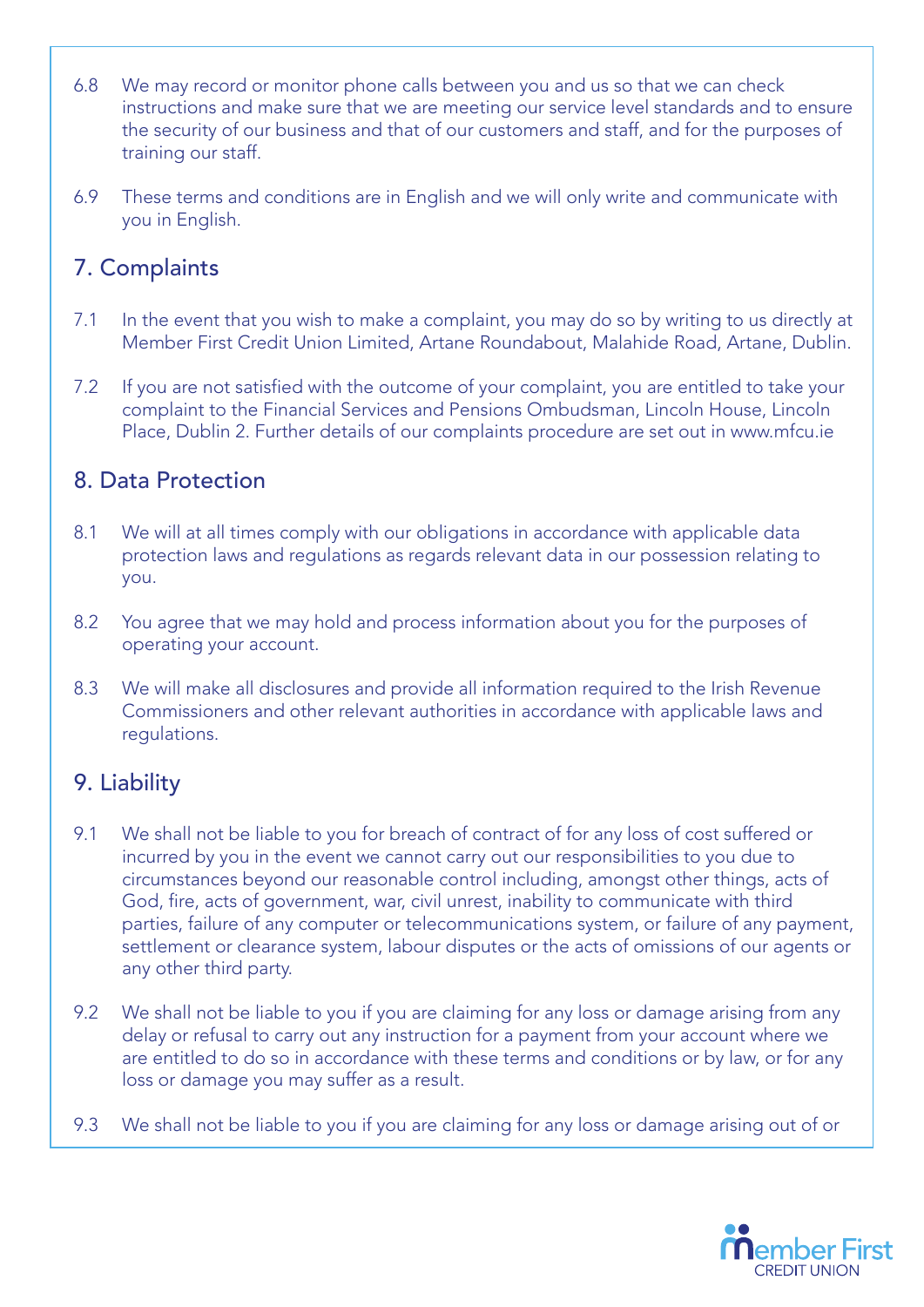6.8 We may record or monitor phone calls between you and us so that we can check instructions and make sure that we are meeting our service level standards and to ensure the security of our business and that of our customers and staff, and for the purposes of training our staff.

6.9 These terms and conditions are in English and we will only write and communicate with you in English.

## 7. Complaints

7.1 In the event that you wish to make a complaint, you may do so by writing to us directly at Member First Credit Union Limited, Artane Roundabout, Malahide Road, Artane, Dublin.

7.2 If you are not satisfied with the outcome of your complaint, you are entitled to take your complaint to the Financial Services and Pensions Ombudsman, Lincoln House, Lincoln Place, Dublin 2. Further details of our complaints procedure are set out in www.mfcu.ie

## 8. Data Protection

8.1 We will at all times comply with our obligations in accordance with applicable data protection laws and regulations as regards relevant data in our possession relating to you.

8.2 You agree that we may hold and process information about you for the purposes of operating your account.

8.3 We will make all disclosures and provide all information required to the Irish Revenue Commissioners and other relevant authorities in accordance with applicable laws and regulations.

## 9. Liability

9.1 We shall not be liable to you for breach of contract of for any loss of cost suffered or incurred by you in the event we cannot carry out our responsibilities to you due to circumstances beyond our reasonable control including, amongst other things, acts of God, fire, acts of government, war, civil unrest, inability to communicate with third parties, failure of any computer or telecommunications system, or failure of any payment, settlement or clearance system, labour disputes or the acts of omissions of our agents or any other third party.

9.2 We shall not be liable to you if you are claiming for any loss or damage arising from any delay or refusal to carry out any instruction for a payment from your account where we are entitled to do so in accordance with these terms and conditions or by law, or for any loss or damage you may suffer as a result.

9.3 We shall not be liable to you if you are claiming for any loss or damage arising out of or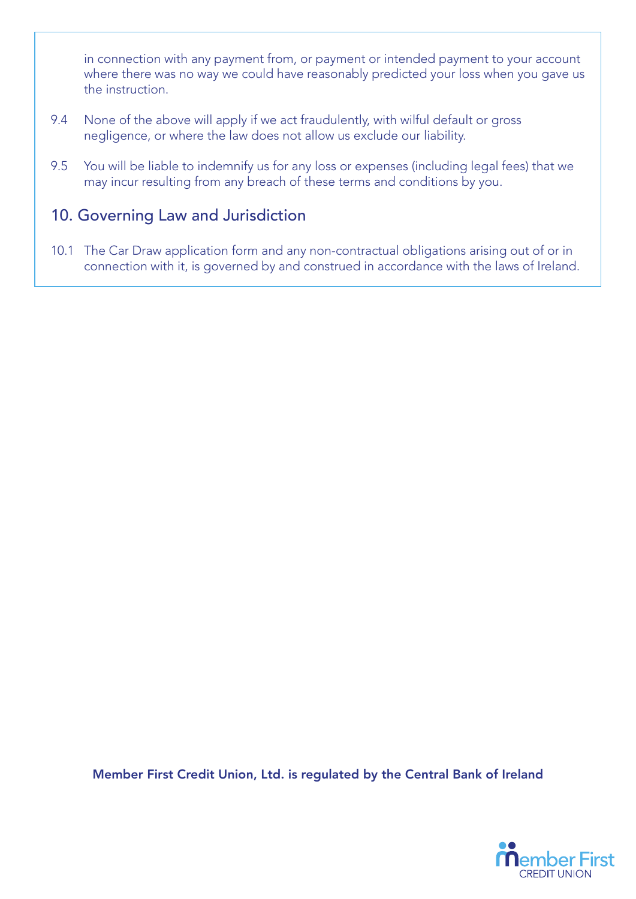in connection with any payment from, or payment or intended payment to your account where there was no way we could have reasonably predicted your loss when you gave us the instruction.

9.4 None of the above will apply if we act fraudulently, with wilful default or gross negligence, or where the law does not allow us exclude our liability.

9.5 You will be liable to indemnify us for any loss or expenses (including legal fees) that we may incur resulting from any breach of these terms and conditions by you.

## 10. Governing Law and Jurisdiction

10.1 The Car Draw application form and any non-contractual obligations arising out of or in connection with it, is governed by and construed in accordance with the laws of Ireland.

**Member First Credit Union, Ltd. is regulated by the Central Bank of Ireland**

Member First CREDIT UNION